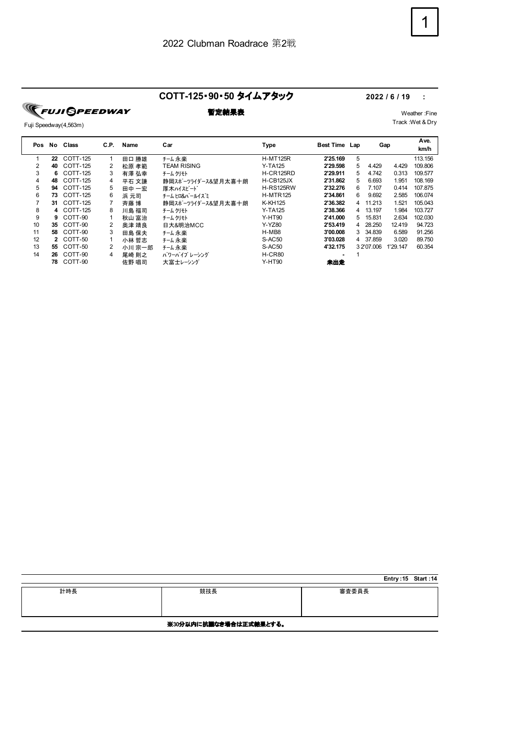2022 Clubman Roadrace 第2戦

## COTT-125･90･50 タイムアタック

**2022 / 6 / 19 :**

FUJI SPEEDWAY

Fuji Speedway(4,563m)

**暫定結果表**

Weather :Fine
Track :Wet & Dry

| Pos | No | Class | C.P. | Name | Car | Type | Best Time | Lap | Gap | | Ave. km/h |
|---|---|---|---|---|---|---|---|---|---|---|---|
| 1 | **22** | COTT-125 | 1 | 田口 勝雄 | ﾁｰﾑ 永楽 | H-MT125R | **2'25.169** | 5 | | | 113.156 |
| 2 | **40** | COTT-125 | 2 | 松原 孝範 | TEAM RISING | Y-TA125 | **2'29.598** | 5 | 4.429 | 4.429 | 109.806 |
| 3 | **6** | COTT-125 | 3 | 有澤 弘幸 | ﾁｰﾑ ｸﾘﾓﾄ | H-CR125RD | **2'29.911** | 5 | 4.742 | 0.313 | 109.577 |
| 4 | **48** | COTT-125 | 4 | 平石 文謙 | 静岡ｽﾎﾟｰﾂﾗｲﾀﾞｰｽ&望月太喜十朗 | H-CB125JX | **2'31.862** | 5 | 6.693 | 1.951 | 108.169 |
| 5 | **94** | COTT-125 | 5 | 田中 一宏 | 厚木ﾊｲｽﾋﾟｰﾄﾞ | H-RS125RW | **2'32.276** | 6 | 7.107 | 0.414 | 107.875 |
| 6 | **73** | COTT-125 | 6 | 浜 元司 | ﾁｰﾑ ﾋﾛ&ﾊﾟｰﾙｲｽﾞﾐ | H-MTR125 | **2'34.861** | 6 | 9.692 | 2.585 | 106.074 |
| 7 | **31** | COTT-125 | 7 | 斉藤 博 | 静岡ｽﾎﾟｰﾂﾗｲﾀﾞｰｽ&望月太喜十朗 | K-KH125 | **2'36.382** | 4 | 11.213 | 1.521 | 105.043 |
| 8 | **4** | COTT-125 | 8 | 川島 福司 | ﾁｰﾑ ｸﾘﾓﾄ | Y-TA125 | **2'38.366** | 4 | 13.197 | 1.984 | 103.727 |
| 9 | **9** | COTT-90 | 1 | 秋山 富治 | ﾁｰﾑ ｸﾘﾓﾄ | Y-HT90 | **2'41.000** | 5 | 15.831 | 2.634 | 102.030 |
| 10 | **35** | COTT-90 | 2 | 奥津 靖良 | 日大&明治MCC | Y-YZ80 | **2'53.419** | 4 | 28.250 | 12.419 | 94.723 |
| 11 | **58** | COTT-90 | 3 | 田島 保夫 | ﾁｰﾑ 永楽 | H-MB8 | **3'00.008** | 3 | 34.839 | 6.589 | 91.256 |
| 12 | **2** | COTT-50 | 1 | 小林 哲志 | ﾁｰﾑ 永楽 | S-AC50 | **3'03.028** | 4 | 37.859 | 3.020 | 89.750 |
| 13 | **55** | COTT-50 | 2 | 小川 宗一郎 | ﾁｰﾑ 永楽 | S-AC50 | **4'32.175** | 3 | 2'07.006 | 1'29.147 | 60.354 |
| 14 | **26** | COTT-90 | 4 | 尾崎 則之 | ﾊﾟﾜｰﾊﾞｲﾌﾞ ﾚｰｼﾝｸﾞ | H-CR80 | **-** | 1 | | | |
| | **78** | COTT-90 | | 佐野 唱司 | 大富士ﾚｰｼﾝｸﾞ | Y-HT90 | **未出走** | | | | |

**Entry :15 Start :14**

| 計時長 | 競技長 | 審査委員長 |
|---|---|---|
| | | |

**※30分以内に抗議なき場合は正式結果とする。**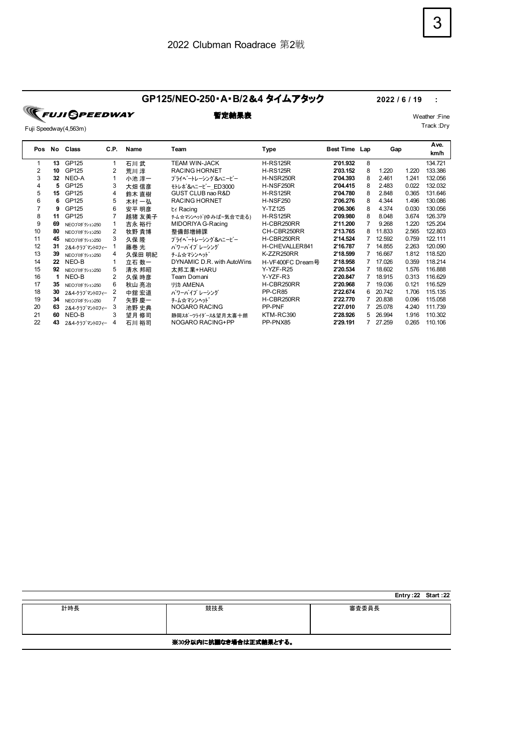2022 Clubman Roadrace 第2戦

## GP125/NEO-250・A・B/2&4 タイムアタック

2022 / 6 / 19 :

FUJI SPEEDWAY

Fuji Speedway(4,563m)

**暫定結果表**

Weather :Fine
Track :Dry

| Pos | No | Class | C.P. | Name | Team | Type | Best Time | Lap | Gap | | Ave. km/h |
|---|---|---|---|---|---|---|---|---|---|---|---|
| 1 | 13 | GP125 | 1 | 石川 武 | TEAM WIN-JACK | H-RS125R | 2'01.932 | 8 | | | 134.721 |
| 2 | 10 | GP125 | 2 | 荒川 淳 | RACING HORNET | H-RS125R | 2'03.152 | 8 | 1.220 | 1.220 | 133.386 |
| 3 | 32 | NEO-A | 1 | 小池 淳一 | ﾌﾟﾗｲﾍﾞｰﾄレーシング&ﾊﾆｰﾋﾞｰ | H-NSR250R | 2'04.393 | 8 | 2.461 | 1.241 | 132.056 |
| 4 | 5 | GP125 | 3 | 大畑 信彦 | ﾓﾄﾚﾎﾞ&ﾊﾆｰﾋﾞｰ_ED3000 | H-NSF250R | 2'04.415 | 8 | 2.483 | 0.022 | 132.032 |
| 5 | 15 | GP125 | 4 | 鈴木 直樹 | GUST CLUB nao R&D | H-RS125R | 2'04.780 | 8 | 2.848 | 0.365 | 131.646 |
| 6 | 6 | GP125 | 5 | 木村 一弘 | RACING HORNET | H-NSF250 | 2'06.276 | 8 | 4.344 | 1.496 | 130.086 |
| 7 | 9 | GP125 | 6 | 安平 明彦 | ﾋｲ Racing | Y-TZ125 | 2'06.306 | 8 | 4.374 | 0.030 | 130.056 |
| 8 | 11 | GP125 | 7 | 越猪 友美子 | ﾁｰﾑ☆ﾏｼﾝﾍｯﾄﾞ(ゆみばー気合で走る) | H-RS125R | 2'09.980 | 8 | 8.048 | 3.674 | 126.379 |
| 9 | 69 | NEOﾌﾟﾛﾀﾞｸｼｮﾝ250 | 1 | 吉永 裕行 | MIDORIYA G-Racing | H-CBR250RR | 2'11.200 | 7 | 9.268 | 1.220 | 125.204 |
| 10 | 80 | NEOﾌﾟﾛﾀﾞｸｼｮﾝ250 | 2 | 牧野 貴博 | 整備部増締課 | CH-CBR250RR | 2'13.765 | 8 | 11.833 | 2.565 | 122.803 |
| 11 | 45 | NEOﾌﾟﾛﾀﾞｸｼｮﾝ250 | 3 | 久保 隆 | ﾌﾟﾗｲﾍﾞｰﾄレーシング&ﾊﾆｰﾋﾞｰ | H-CBR250RR | 2'14.524 | 7 | 12.592 | 0.759 | 122.111 |
| 12 | 31 | 2&4-ｸﾗﾌﾞﾏﾝﾄﾛﾌｨｰ | 1 | 藤巻 光 | ﾊﾟﾜｰﾊﾞｲﾌﾞ レーシング | H-CHEVALLER841 | 2'16.787 | 7 | 14.855 | 2.263 | 120.090 |
| 13 | 39 | NEOﾌﾟﾛﾀﾞｸｼｮﾝ250 | 4 | 久保田 明紀 | ﾁｰﾑ☆ﾏｼﾝﾍｯﾄﾞ | K-ZZR250RR | 2'18.599 | 7 | 16.667 | 1.812 | 118.520 |
| 14 | 22 | NEO-B | 1 | 立石 数一 | DYNAMIC D.R. with AutoWins | H-VF400FC Dream号 | 2'18.958 | 7 | 17.026 | 0.359 | 118.214 |
| 15 | 92 | NEOﾌﾟﾛﾀﾞｸｼｮﾝ250 | 5 | 清水 邦昭 | 太邦工業+HARU | Y-YZF-R25 | 2'20.534 | 7 | 18.602 | 1.576 | 116.888 |
| 16 | 1 | NEO-B | 2 | 久保 時彦 | Team Domani | Y-YZF-R3 | 2'20.847 | 7 | 18.915 | 0.313 | 116.629 |
| 17 | 35 | NEOﾌﾟﾛﾀﾞｸｼｮﾝ250 | 6 | 秋山 亮治 | ﾘﾘｶ AMENA | H-CBR250RR | 2'20.968 | 7 | 19.036 | 0.121 | 116.529 |
| 18 | 30 | 2&4-ｸﾗﾌﾞﾏﾝﾄﾛﾌｨｰ | 2 | 中舘 宏道 | ﾊﾟﾜｰﾊﾞｲﾌﾞ レーシング | PP-CR85 | 2'22.674 | 6 | 20.742 | 1.706 | 115.135 |
| 19 | 34 | NEOﾌﾟﾛﾀﾞｸｼｮﾝ250 | 7 | 矢野 慶一 | ﾁｰﾑ☆ﾏｼﾝﾍｯﾄﾞ | H-CBR250RR | 2'22.770 | 7 | 20.838 | 0.096 | 115.058 |
| 20 | 63 | 2&4-ｸﾗﾌﾞﾏﾝﾄﾛﾌｨｰ | 3 | 池野 史典 | NOGARO RACING | PP-PNF | 2'27.010 | 7 | 25.078 | 4.240 | 111.739 |
| 21 | 60 | NEO-B | 3 | 望月 修司 | 静岡ｽﾎﾟｰﾂﾗｲﾀﾞｰｽ&望月太喜十朗 | KTM-RC390 | 2'28.926 | 5 | 26.994 | 1.916 | 110.302 |
| 22 | 43 | 2&4-ｸﾗﾌﾞﾏﾝﾄﾛﾌｨｰ | 4 | 石川 裕司 | NOGARO RACING+PP | PP-PNX85 | 2'29.191 | 7 | 27.259 | 0.265 | 110.106 |

Entry :22 Start :22

| 計時長 | 競技長 | 審査委員長 |
|---|---|---|
| | | |

**※30分以内に抗議なき場合は正式結果とする。**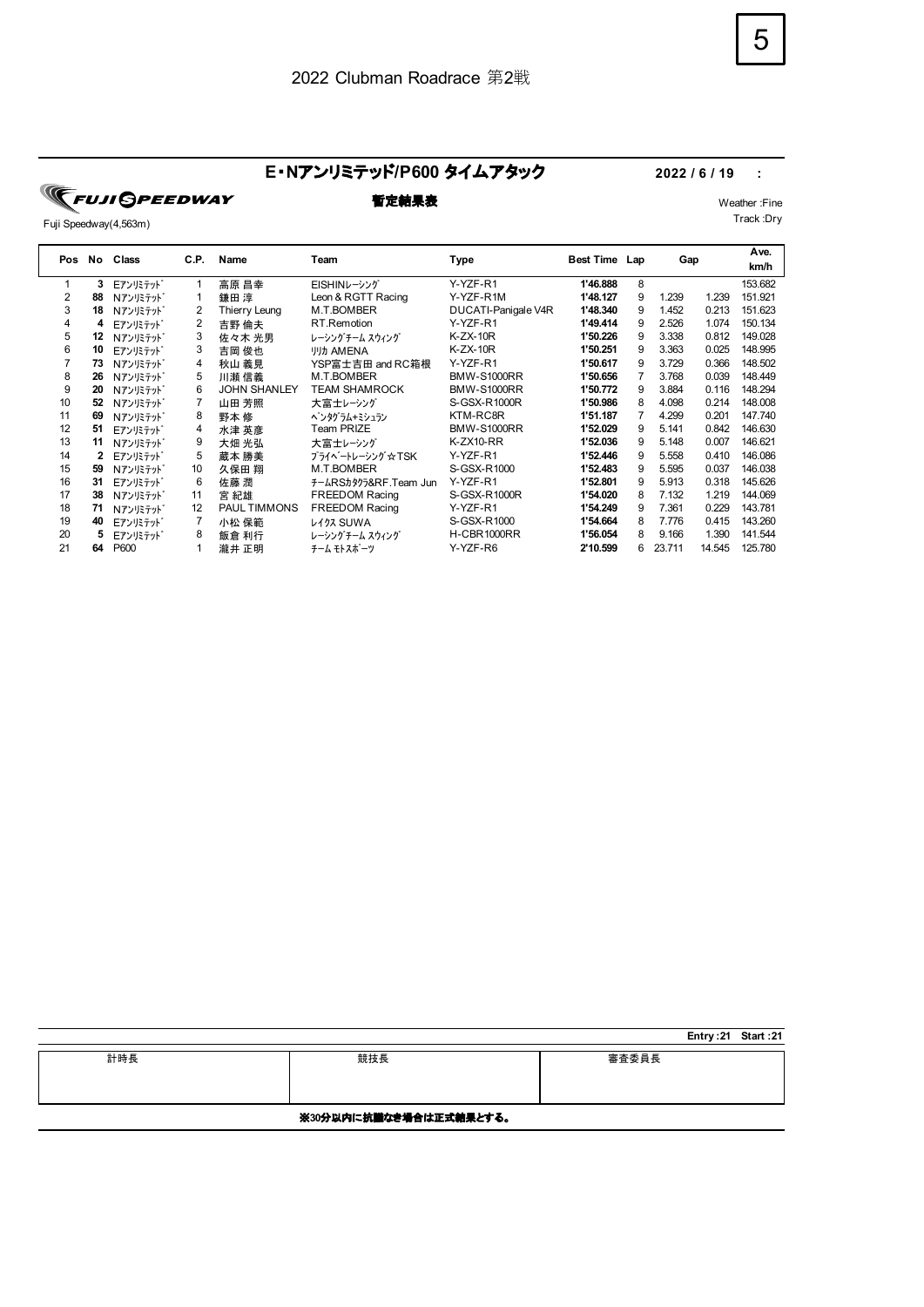# 2022 Clubman Roadrace 第2戦

## E・Nアンリミテッド/P600 タイムアタック

**2022 / 6 / 19 :**

FUJI SPEEDWAY

**暫定結果表**

Fuji Speedway(4,563m)

Weather :Fine
Track :Dry

| Pos | No | Class | C.P. | Name | Team | Type | Best Time | Lap | Gap | | Ave. km/h |
|---|---|---|---|---|---|---|---|---|---|---|---|
| 1 | 3 | Eアンリミテッド | 1 | 高原 昌幸 | EISHINレーシング | Y-YZF-R1 | 1'46.888 | 8 | | | 153.682 |
| 2 | 88 | Nアンリミテッド | 1 | 鎌田 淳 | Leon & RGTT Racing | Y-YZF-R1M | 1'48.127 | 9 | 1.239 | 1.239 | 151.921 |
| 3 | 18 | Nアンリミテッド | 2 | Thierry Leung | M.T.BOMBER | DUCATI-Panigale V4R | 1'48.340 | 9 | 1.452 | 0.213 | 151.623 |
| 4 | 4 | Eアンリミテッド | 2 | 吉野 倫夫 | RT.Remotion | Y-YZF-R1 | 1'49.414 | 9 | 2.526 | 1.074 | 150.134 |
| 5 | 12 | Nアンリミテッド | 3 | 佐々木 光男 | レーシングチーム スウィング | K-ZX-10R | 1'50.226 | 9 | 3.338 | 0.812 | 149.028 |
| 6 | 10 | Eアンリミテッド | 3 | 吉岡 俊也 | リリカ AMENA | K-ZX-10R | 1'50.251 | 9 | 3.363 | 0.025 | 148.995 |
| 7 | 73 | Nアンリミテッド | 4 | 秋山 義晃 | YSP富士吉田 and RC箱根 | Y-YZF-R1 | 1'50.617 | 9 | 3.729 | 0.366 | 148.502 |
| 8 | 26 | Nアンリミテッド | 5 | 川瀬 信義 | M.T.BOMBER | BMW-S1000RR | 1'50.656 | 7 | 3.768 | 0.039 | 148.449 |
| 9 | 20 | Nアンリミテッド | 6 | JOHN SHANLEY | TEAM SHAMROCK | BMW-S1000RR | 1'50.772 | 9 | 3.884 | 0.116 | 148.294 |
| 10 | 52 | Nアンリミテッド | 7 | 山田 芳照 | 大富士レーシング | S-GSX-R1000R | 1'50.986 | 8 | 4.098 | 0.214 | 148.008 |
| 11 | 69 | Nアンリミテッド | 8 | 野本 修 | ペンタグラム+ミシュラン | KTM-RC8R | 1'51.187 | 7 | 4.299 | 0.201 | 147.740 |
| 12 | 51 | Eアンリミテッド | 4 | 水津 英彦 | Team PRIZE | BMW-S1000RR | 1'52.029 | 9 | 5.141 | 0.842 | 146.630 |
| 13 | 11 | Nアンリミテッド | 9 | 大畑 光弘 | 大富士レーシング | K-ZX10-RR | 1'52.036 | 9 | 5.148 | 0.007 | 146.621 |
| 14 | 2 | Eアンリミテッド | 5 | 蔵本 勝美 | プライベートレーシング☆TSK | Y-YZF-R1 | 1'52.446 | 9 | 5.558 | 0.410 | 146.086 |
| 15 | 59 | Nアンリミテッド | 10 | 久保田 翔 | M.T.BOMBER | S-GSX-R1000 | 1'52.483 | 9 | 5.595 | 0.037 | 146.038 |
| 16 | 31 | Eアンリミテッド | 6 | 佐藤 潤 | チームRSカタクラ&RF.Team Jun | Y-YZF-R1 | 1'52.801 | 9 | 5.913 | 0.318 | 145.626 |
| 17 | 38 | Nアンリミテッド | 11 | 宮 紀雄 | FREEDOM Racing | S-GSX-R1000R | 1'54.020 | 8 | 7.132 | 1.219 | 144.069 |
| 18 | 71 | Nアンリミテッド | 12 | PAUL TIMMONS | FREEDOM Racing | Y-YZF-R1 | 1'54.249 | 9 | 7.361 | 0.229 | 143.781 |
| 19 | 40 | Eアンリミテッド | 7 | 小松 保範 | レイクス SUWA | S-GSX-R1000 | 1'54.664 | 8 | 7.776 | 0.415 | 143.260 |
| 20 | 5 | Eアンリミテッド | 8 | 飯倉 利行 | レーシングチーム スウィング | H-CBR1000RR | 1'56.054 | 8 | 9.166 | 1.390 | 141.544 |
| 21 | 64 | P600 | 1 | 瀧井 正明 | チーム モトスポーツ | Y-YZF-R6 | 2'10.599 | 6 | 23.711 | 14.545 | 125.780 |

**Entry :21 Start :21**

| 計時長 | 競技長 | 審査委員長 |
|---|---|---|
| | | |

**※30分以内に抗議なき場合は正式結果とする。**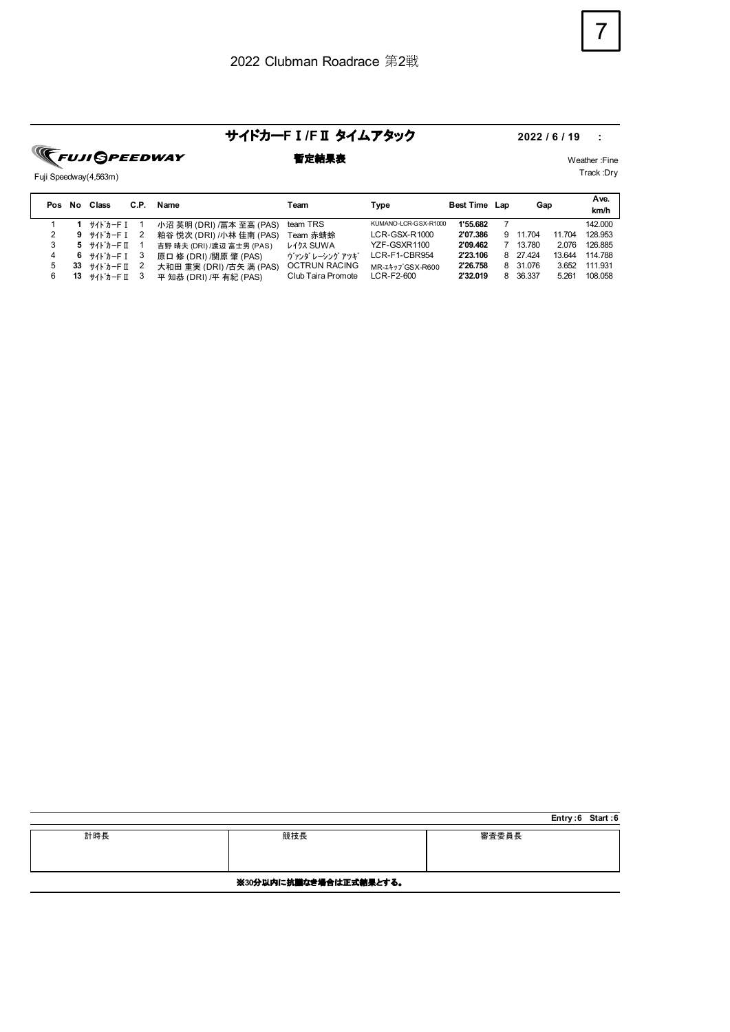2022 Clubman Roadrace 第2戦

# サイドカーF I /F II タイムアタック

2022 / 6 / 19 :

FUJI SPEEDWAY

Fuji Speedway(4,563m)

**暫定結果表**

Weather :Fine
Track :Dry

| Pos | No | Class | C.P. | Name | Team | Type | Best Time | Lap | Gap | | Ave. km/h |
|---|---|---|---|---|---|---|---|---|---|---|---|
| 1 | **1** | ｻｲﾄﾞｶｰF I | 1 | 小沼 英明 (DRI) /冨本 至高 (PAS) | team TRS | KUMANO-LCR-GSX-R1000 | **1'55.682** | 7 | | | 142.000 |
| 2 | **9** | ｻｲﾄﾞｶｰF I | 2 | 粕谷 悦次 (DRI) /小林 佳南 (PAS) | Team 赤蜻蛉 | LCR-GSX-R1000 | **2'07.386** | 9 | 11.704 | 11.704 | 128.953 |
| 3 | **5** | ｻｲﾄﾞｶｰF II | 1 | 吉野 晴夫 (DRI) /渡辺 富士男 (PAS) | ﾚｲｸｽ SUWA | YZF-GSXR1100 | **2'09.462** | 7 | 13.780 | 2.076 | 126.885 |
| 4 | **6** | ｻｲﾄﾞｶｰF I | 3 | 原口 修 (DRI) /関原 肇 (PAS) | ｳﾞｧﾝﾀﾞ ﾚｰｼﾝｸﾞ ｱｯｷﾞ | LCR-F1-CBR954 | **2'23.106** | 8 | 27.424 | 13.644 | 114.788 |
| 5 | **33** | ｻｲﾄﾞｶｰF II | 2 | 大和田 重実 (DRI) /古矢 満 (PAS) | OCTRUN RACING | MR-ｴｷｯﾌﾟGSX-R600 | **2'26.758** | 8 | 31.076 | 3.652 | 111.931 |
| 6 | **13** | ｻｲﾄﾞｶｰF II | 3 | 平 知恭 (DRI) /平 有紀 (PAS) | Club Taira Promote | LCR-F2-600 | **2'32.019** | 8 | 36.337 | 5.261 | 108.058 |

**Entry :6 Start :6**

| 計時長 | 競技長 | 審査委員長 |
|---|---|---|
| | | |

**※30分以内に抗議なき場合は正式結果とする。**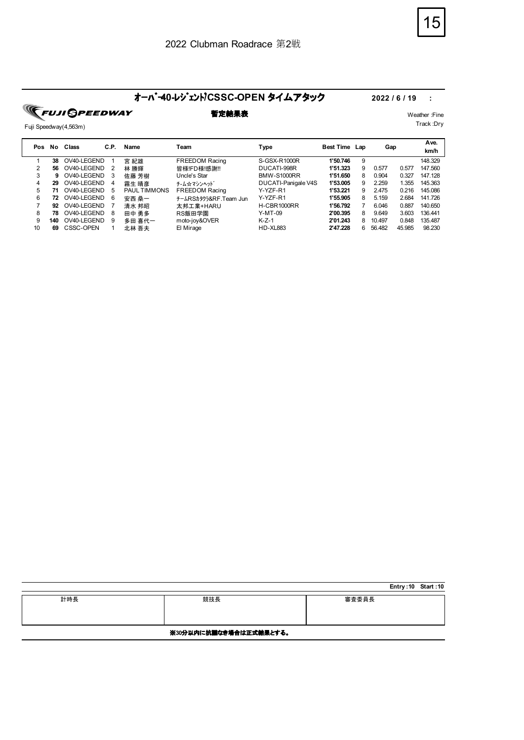2022 Clubman Roadrace 第2戦

# ｵｰﾊﾞｰ40-ﾚｼﾞｪﾝﾄﾞ/CSSC-OPEN タイムアタック

**2022 / 6 / 19 :**

FUJI SPEEDWAY

Fuji Speedway(4,563m)

**暫定結果表**

Weather :Fine
Track :Dry

| Pos | No | Class | C.P. | Name | Team | Type | Best Time | Lap | Gap | | Ave. km/h |
|---|---|---|---|---|---|---|---|---|---|---|---|
| 1 | **38** | OV40-LEGEND | 1 | 宮 紀雄 | FREEDOM Racing | S-GSX-R1000R | **1'50.746** | 9 | | | 148.329 |
| 2 | **56** | OV40-LEGEND | 2 | 林 勝輝 | 皆様!FD様!感謝!! | DUCATI-998R | **1'51.323** | 9 | 0.577 | 0.577 | 147.560 |
| 3 | **9** | OV40-LEGEND | 3 | 佐藤 芳樹 | Uncle's Star | BMW-S1000RR | **1'51.650** | 8 | 0.904 | 0.327 | 147.128 |
| 4 | **29** | OV40-LEGEND | 4 | 霧生 晴彦 | ﾁｰﾑ☆ﾏｼﾝﾍｯﾄﾞ | DUCATI-Panigale V4S | **1'53.005** | 9 | 2.259 | 1.355 | 145.363 |
| 5 | **71** | OV40-LEGEND | 5 | PAUL TIMMONS | FREEDOM Racing | Y-YZF-R1 | **1'53.221** | 9 | 2.475 | 0.216 | 145.086 |
| 6 | **72** | OV40-LEGEND | 6 | 安西 桑一 | ﾁｰﾑRSｶﾀｸﾗ&RF.Team Jun | Y-YZF-R1 | **1'55.905** | 8 | 5.159 | 2.684 | 141.726 |
| 7 | **92** | OV40-LEGEND | 7 | 清水 邦昭 | 太邦工業+HARU | H-CBR1000RR | **1'56.792** | 7 | 6.046 | 0.887 | 140.650 |
| 8 | **78** | OV40-LEGEND | 8 | 田中 勇多 | RS飯田学園 | Y-MT-09 | **2'00.395** | 8 | 9.649 | 3.603 | 136.441 |
| 9 | **140** | OV40-LEGEND | 9 | 多田 喜代一 | moto-joy&OVER | K-Z-1 | **2'01.243** | 8 | 10.497 | 0.848 | 135.487 |
| 10 | **69** | CSSC-OPEN | 1 | 北林 吾夫 | El Mirage | HD-XL883 | **2'47.228** | 6 | 56.482 | 45.985 | 98.230 |

**Entry : 10 Start : 10**

| 計時長 | 競技長 | 審査委員長 |
|---|---|---|
| | | |

**※30分以内に抗議なき場合は正式結果とする。**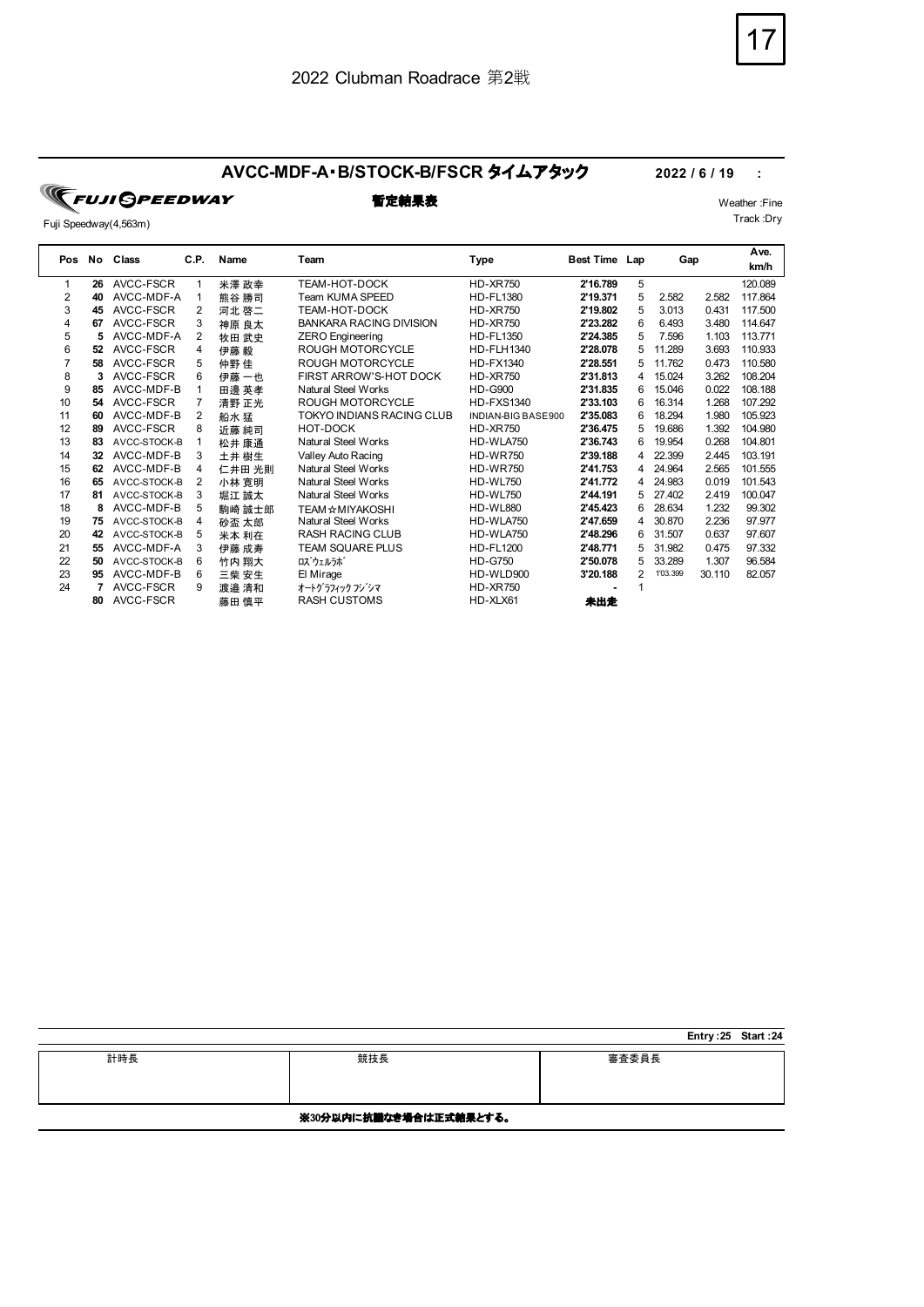2022 Clubman Roadrace 第2戦

## AVCC-MDF-A・B/STOCK-B/FSCR タイムアタック

2022 / 6 / 19 :

FUJI SPEEDWAY

**暫定結果表**

Weather :Fine

Track :Dry

Fuji Speedway(4,563m)

| Pos | No | Class | C.P. | Name | Team | Type | Best Time | Lap | Gap | | Ave. km/h |
|---|---|---|---|---|---|---|---|---|---|---|---|
| 1 | 26 | AVCC-FSCR | 1 | 米澤 政幸 | TEAM-HOT-DOCK | HD-XR750 | 2'16.789 | 5 | | | 120.089 |
| 2 | 40 | AVCC-MDF-A | 1 | 熊谷 勝司 | Team KUMA SPEED | HD-FL1380 | 2'19.371 | 5 | 2.582 | 2.582 | 117.864 |
| 3 | 45 | AVCC-FSCR | 2 | 河北 啓二 | TEAM-HOT-DOCK | HD-XR750 | 2'19.802 | 5 | 3.013 | 0.431 | 117.500 |
| 4 | 67 | AVCC-FSCR | 3 | 神原 良太 | BANKARA RACING DIVISION | HD-XR750 | 2'23.282 | 6 | 6.493 | 3.480 | 114.647 |
| 5 | 5 | AVCC-MDF-A | 2 | 牧田 武史 | ZERO Engineering | HD-FL1350 | 2'24.385 | 5 | 7.596 | 1.103 | 113.771 |
| 6 | 52 | AVCC-FSCR | 4 | 伊藤 毅 | ROUGH MOTORCYCLE | HD-FLH1340 | 2'28.078 | 5 | 11.289 | 3.693 | 110.933 |
| 7 | 58 | AVCC-FSCR | 5 | 仲野 佳 | ROUGH MOTORCYCLE | HD-FX1340 | 2'28.551 | 5 | 11.762 | 0.473 | 110.580 |
| 8 | 3 | AVCC-FSCR | 6 | 伊藤 一也 | FIRST ARROW'S-HOT DOCK | HD-XR750 | 2'31.813 | 4 | 15.024 | 3.262 | 108.204 |
| 9 | 85 | AVCC-MDF-B | 1 | 田邊 英孝 | Natural Steel Works | HD-G900 | 2'31.835 | 6 | 15.046 | 0.022 | 108.188 |
| 10 | 54 | AVCC-FSCR | 7 | 清野 正光 | ROUGH MOTORCYCLE | HD-FXS1340 | 2'33.103 | 6 | 16.314 | 1.268 | 107.292 |
| 11 | 60 | AVCC-MDF-B | 2 | 船水 猛 | TOKYO INDIANS RACING CLUB | INDIAN-BIG BASE900 | 2'35.083 | 6 | 18.294 | 1.980 | 105.923 |
| 12 | 89 | AVCC-FSCR | 8 | 近藤 純司 | HOT-DOCK | HD-XR750 | 2'36.475 | 5 | 19.686 | 1.392 | 104.980 |
| 13 | 83 | AVCC-STOCK-B | 1 | 松井 康通 | Natural Steel Works | HD-WLA750 | 2'36.743 | 6 | 19.954 | 0.268 | 104.801 |
| 14 | 32 | AVCC-MDF-B | 3 | 土井 樹生 | Valley Auto Racing | HD-WR750 | 2'39.188 | 4 | 22.399 | 2.445 | 103.191 |
| 15 | 62 | AVCC-MDF-B | 4 | 仁井田 光則 | Natural Steel Works | HD-WR750 | 2'41.753 | 4 | 24.964 | 2.565 | 101.555 |
| 16 | 65 | AVCC-STOCK-B | 2 | 小林 寛明 | Natural Steel Works | HD-WL750 | 2'41.772 | 4 | 24.983 | 0.019 | 101.543 |
| 17 | 81 | AVCC-STOCK-B | 3 | 堀江 誠太 | Natural Steel Works | HD-WL750 | 2'44.191 | 5 | 27.402 | 2.419 | 100.047 |
| 18 | 8 | AVCC-MDF-B | 5 | 駒崎 誠士郎 | TEAM☆MIYAKOSHI | HD-WL880 | 2'45.423 | 6 | 28.634 | 1.232 | 99.302 |
| 19 | 75 | AVCC-STOCK-B | 4 | 砂盃 太郎 | Natural Steel Works | HD-WLA750 | 2'47.659 | 4 | 30.870 | 2.236 | 97.977 |
| 20 | 42 | AVCC-STOCK-B | 5 | 米本 利在 | RASH RACING CLUB | HD-WLA750 | 2'48.296 | 6 | 31.507 | 0.637 | 97.607 |
| 21 | 55 | AVCC-MDF-A | 3 | 伊藤 成寿 | TEAM SQUARE PLUS | HD-FL1200 | 2'48.771 | 5 | 31.982 | 0.475 | 97.332 |
| 22 | 50 | AVCC-STOCK-B | 6 | 竹内 翔大 | ﾛｽﾞｳｪﾙﾗﾎﾞ | HD-G750 | 2'50.078 | 5 | 33.289 | 1.307 | 96.584 |
| 23 | 95 | AVCC-MDF-B | 6 | 三柴 安生 | El Mirage | HD-WLD900 | 3'20.188 | 2 | 1'03.399 | 30.110 | 82.057 |
| 24 | 7 | AVCC-FSCR | 9 | 渡邉 清和 | ｵｰﾄｸﾞﾗﾌｨｯｸ ﾌｼﾞｼﾏ | HD-XR750 | - | 1 | | | |
| | 80 | AVCC-FSCR | | 藤田 慎平 | RASH CUSTOMS | HD-XLX61 | 未出走 | | | | |

Entry :25 Start :24

| 計時長 | 競技長 | 審査委員長 |
|---|---|---|
| | | |

**※30分以内に抗議なき場合は正式結果とする。**